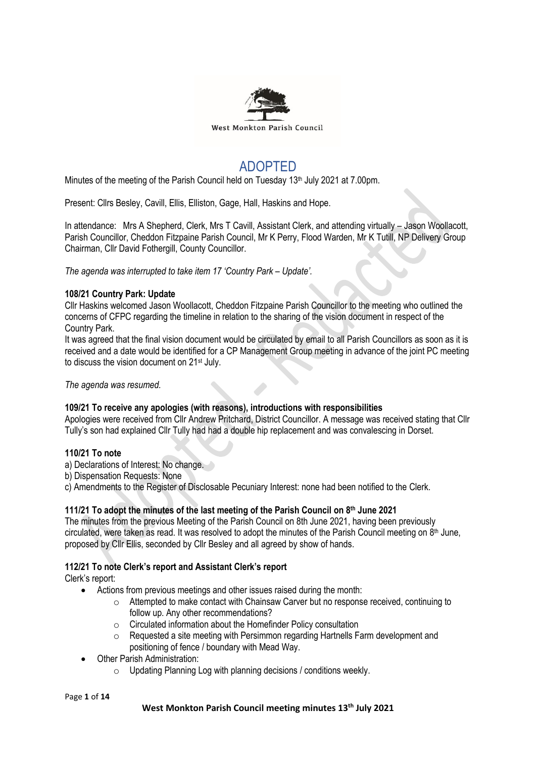West Monkton Parish Council

# ADOPTED

Minutes of the meeting of the Parish Council held on Tuesday 13th July 2021 at 7.00pm.

Present: Cllrs Besley, Cavill, Ellis, Elliston, Gage, Hall, Haskins and Hope.

In attendance: Mrs A Shepherd, Clerk, Mrs T Cavill, Assistant Clerk, and attending virtually – Jason Woollacott, Parish Councillor, Cheddon Fitzpaine Parish Council, Mr K Perry, Flood Warden, Mr K Tutill, NP Delivery Group Chairman, Cllr David Fothergill, County Councillor.

*The agenda was interrupted to take item 17 'Country Park – Update'.*

**108/21 Country Park: Update**

Cllr Haskins welcomed Jason Woollacott, Cheddon Fitzpaine Parish Councillor to the meeting who outlined the concerns of CFPC regarding the timeline in relation to the sharing of the vision document in respect of the Country Park.

It was agreed that the final vision document would be circulated by email to all Parish Councillors as soon as it is received and a date would be identified for a CP Management Group meeting in advance of the joint PC meeting to discuss the vision document on 21st July.

*The agenda was resumed.*

**109/21 To receive any apologies (with reasons), introductions with responsibilities**

Apologies were received from Cllr Andrew Pritchard, District Councillor. A message was received stating that Cllr Tully's son had explained Cllr Tully had had a double hip replacement and was convalescing in Dorset.

**110/21 To note**

a) Declarations of Interest: No change.
b) Dispensation Requests: None
c) Amendments to the Register of Disclosable Pecuniary Interest: none had been notified to the Clerk.

**111/21 To adopt the minutes of the last meeting of the Parish Council on 8th June 2021**

The minutes from the previous Meeting of the Parish Council on 8th June 2021, having been previously circulated, were taken as read. It was resolved to adopt the minutes of the Parish Council meeting on 8th June, proposed by Cllr Ellis, seconded by Cllr Besley and all agreed by show of hands.

**112/21 To note Clerk's report and Assistant Clerk's report**

Clerk's report:

- Actions from previous meetings and other issues raised during the month:
    - Attempted to make contact with Chainsaw Carver but no response received, continuing to follow up. Any other recommendations?
    - Circulated information about the Homefinder Policy consultation
    - Requested a site meeting with Persimmon regarding Hartnells Farm development and positioning of fence / boundary with Mead Way.
- Other Parish Administration:
    - Updating Planning Log with planning decisions / conditions weekly.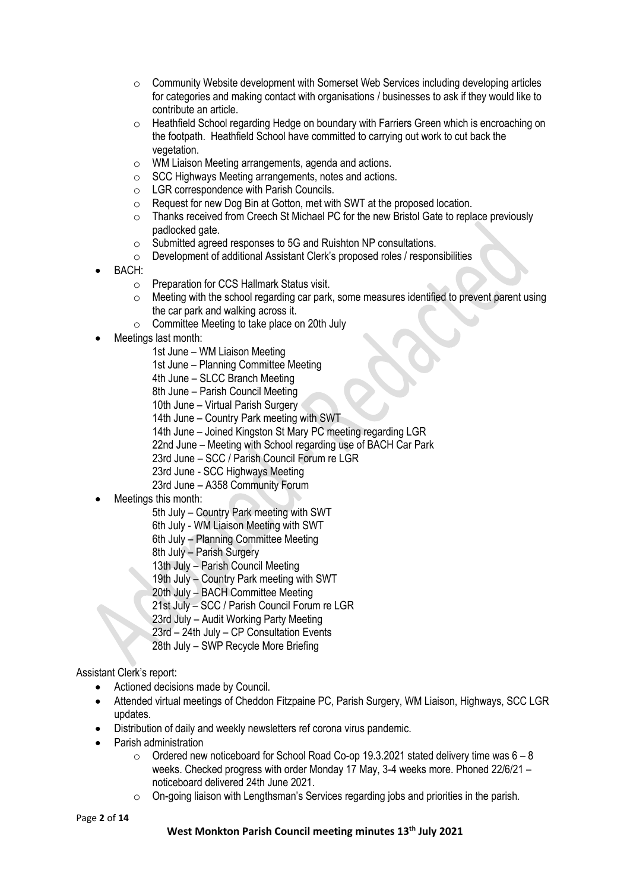- Community Website development with Somerset Web Services including developing articles for categories and making contact with organisations / businesses to ask if they would like to contribute an article.
  - Heathfield School regarding Hedge on boundary with Farriers Green which is encroaching on the footpath. Heathfield School have committed to carrying out work to cut back the vegetation.
  - WM Liaison Meeting arrangements, agenda and actions.
  - SCC Highways Meeting arrangements, notes and actions.
  - LGR correspondence with Parish Councils.
  - Request for new Dog Bin at Gotton, met with SWT at the proposed location.
  - Thanks received from Creech St Michael PC for the new Bristol Gate to replace previously padlocked gate.
  - Submitted agreed responses to 5G and Ruishton NP consultations.
  - Development of additional Assistant Clerk's proposed roles / responsibilities
- BACH:
  - Preparation for CCS Hallmark Status visit.
  - Meeting with the school regarding car park, some measures identified to prevent parent using the car park and walking across it.
  - Committee Meeting to take place on 20th July
- Meetings last month:

  1st June – WM Liaison Meeting
  1st June – Planning Committee Meeting
  4th June – SLCC Branch Meeting
  8th June – Parish Council Meeting
  10th June – Virtual Parish Surgery
  14th June – Country Park meeting with SWT
  14th June – Joined Kingston St Mary PC meeting regarding LGR
  22nd June – Meeting with School regarding use of BACH Car Park
  23rd June – SCC / Parish Council Forum re LGR
  23rd June - SCC Highways Meeting
  23rd June – A358 Community Forum
- Meetings this month:

  5th July – Country Park meeting with SWT
  6th July - WM Liaison Meeting with SWT
  6th July – Planning Committee Meeting
  8th July – Parish Surgery
  13th July – Parish Council Meeting
  19th July – Country Park meeting with SWT
  20th July – BACH Committee Meeting
  21st July – SCC / Parish Council Forum re LGR
  23rd July – Audit Working Party Meeting
  23rd – 24th July – CP Consultation Events
  28th July – SWP Recycle More Briefing

Assistant Clerk's report:

- Actioned decisions made by Council.
- Attended virtual meetings of Cheddon Fitzpaine PC, Parish Surgery, WM Liaison, Highways, SCC LGR updates.
- Distribution of daily and weekly newsletters ref corona virus pandemic.
- Parish administration
  - Ordered new noticeboard for School Road Co-op 19.3.2021 stated delivery time was 6 – 8 weeks. Checked progress with order Monday 17 May, 3-4 weeks more. Phoned 22/6/21 – noticeboard delivered 24th June 2021.
  - On-going liaison with Lengthsman's Services regarding jobs and priorities in the parish.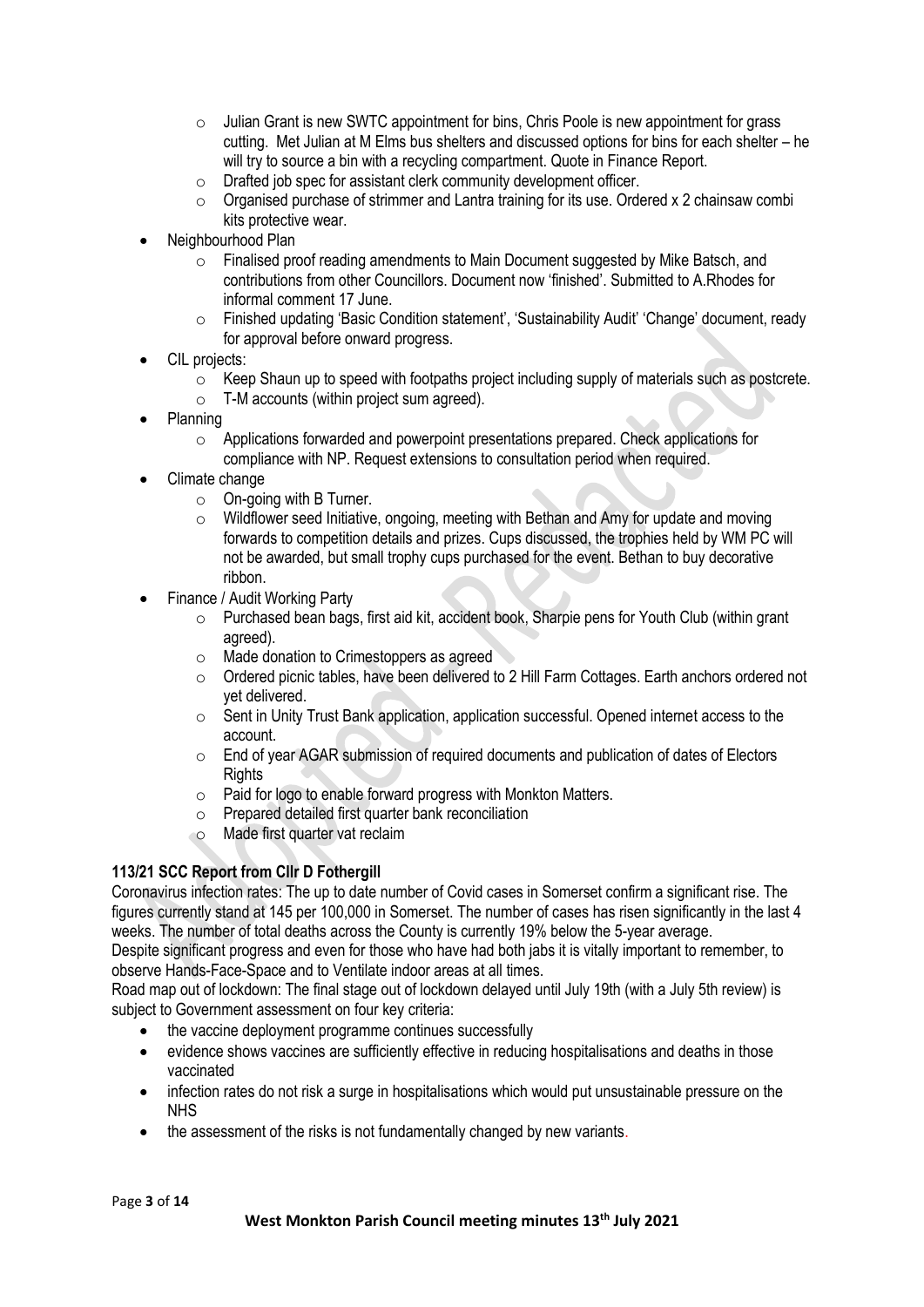- Julian Grant is new SWTC appointment for bins, Chris Poole is new appointment for grass cutting. Met Julian at M Elms bus shelters and discussed options for bins for each shelter – he will try to source a bin with a recycling compartment. Quote in Finance Report.
- Drafted job spec for assistant clerk community development officer.
- Organised purchase of strimmer and Lantra training for its use. Ordered x 2 chainsaw combi kits protective wear.

- Neighbourhood Plan
  - Finalised proof reading amendments to Main Document suggested by Mike Batsch, and contributions from other Councillors. Document now 'finished'. Submitted to A.Rhodes for informal comment 17 June.
  - Finished updating 'Basic Condition statement', 'Sustainability Audit' 'Change' document, ready for approval before onward progress.
- CIL projects:
  - Keep Shaun up to speed with footpaths project including supply of materials such as postcrete.
  - T-M accounts (within project sum agreed).
- Planning
  - Applications forwarded and powerpoint presentations prepared. Check applications for compliance with NP. Request extensions to consultation period when required.
- Climate change
  - On-going with B Turner.
  - Wildflower seed Initiative, ongoing, meeting with Bethan and Amy for update and moving forwards to competition details and prizes. Cups discussed, the trophies held by WM PC will not be awarded, but small trophy cups purchased for the event. Bethan to buy decorative ribbon.
- Finance / Audit Working Party
  - Purchased bean bags, first aid kit, accident book, Sharpie pens for Youth Club (within grant agreed).
  - Made donation to Crimestoppers as agreed
  - Ordered picnic tables, have been delivered to 2 Hill Farm Cottages. Earth anchors ordered not yet delivered.
  - Sent in Unity Trust Bank application, application successful. Opened internet access to the account.
  - End of year AGAR submission of required documents and publication of dates of Electors Rights
  - Paid for logo to enable forward progress with Monkton Matters.
  - Prepared detailed first quarter bank reconciliation
  - Made first quarter vat reclaim

**113/21 SCC Report from Cllr D Fothergill**

Coronavirus infection rates: The up to date number of Covid cases in Somerset confirm a significant rise. The figures currently stand at 145 per 100,000 in Somerset. The number of cases has risen significantly in the last 4 weeks. The number of total deaths across the County is currently 19% below the 5-year average.
Despite significant progress and even for those who have had both jabs it is vitally important to remember, to observe Hands-Face-Space and to Ventilate indoor areas at all times.
Road map out of lockdown: The final stage out of lockdown delayed until July 19th (with a July 5th review) is subject to Government assessment on four key criteria:

- the vaccine deployment programme continues successfully
- evidence shows vaccines are sufficiently effective in reducing hospitalisations and deaths in those vaccinated
- infection rates do not risk a surge in hospitalisations which would put unsustainable pressure on the NHS
- the assessment of the risks is not fundamentally changed by new variants.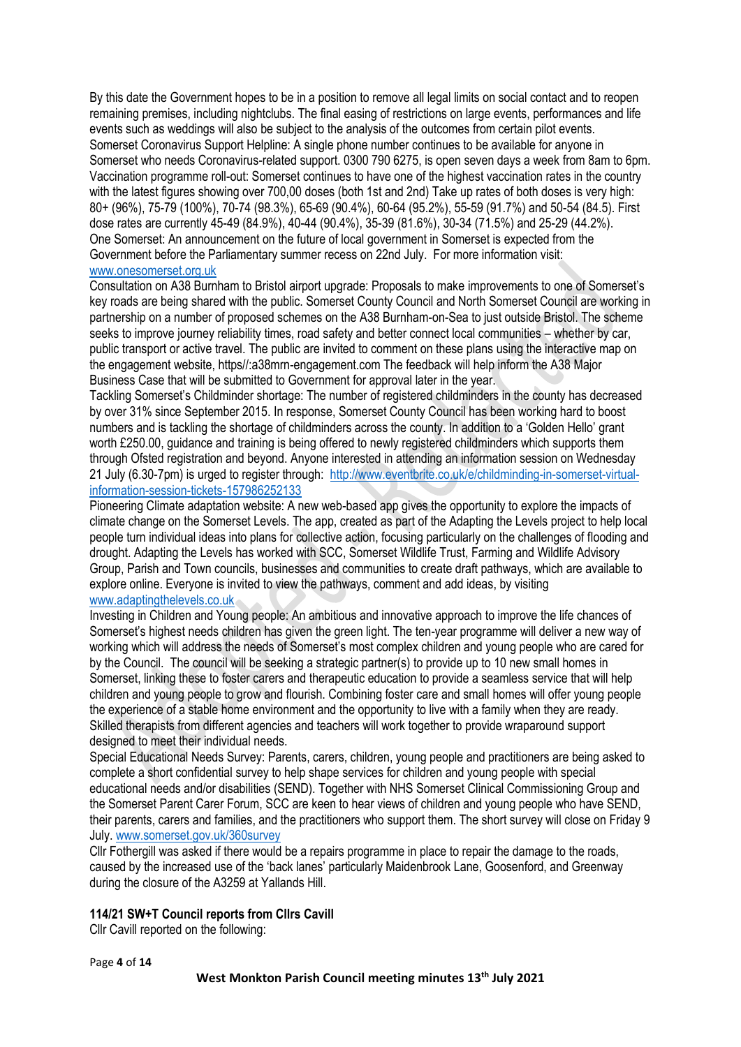By this date the Government hopes to be in a position to remove all legal limits on social contact and to reopen remaining premises, including nightclubs. The final easing of restrictions on large events, performances and life events such as weddings will also be subject to the analysis of the outcomes from certain pilot events.
Somerset Coronavirus Support Helpline: A single phone number continues to be available for anyone in Somerset who needs Coronavirus-related support. 0300 790 6275, is open seven days a week from 8am to 6pm.
Vaccination programme roll-out: Somerset continues to have one of the highest vaccination rates in the country with the latest figures showing over 700,00 doses (both 1st and 2nd) Take up rates of both doses is very high: 80+ (96%), 75-79 (100%), 70-74 (98.3%), 65-69 (90.4%), 60-64 (95.2%), 55-59 (91.7%) and 50-54 (84.5). First dose rates are currently 45-49 (84.9%), 40-44 (90.4%), 35-39 (81.6%), 30-34 (71.5%) and 25-29 (44.2%).
One Somerset: An announcement on the future of local government in Somerset is expected from the Government before the Parliamentary summer recess on 22nd July. For more information visit: www.onesomerset.org.uk
Consultation on A38 Burnham to Bristol airport upgrade: Proposals to make improvements to one of Somerset's key roads are being shared with the public. Somerset County Council and North Somerset Council are working in partnership on a number of proposed schemes on the A38 Burnham-on-Sea to just outside Bristol. The scheme seeks to improve journey reliability times, road safety and better connect local communities – whether by car, public transport or active travel. The public are invited to comment on these plans using the interactive map on the engagement website, https//:a38mrn-engagement.com The feedback will help inform the A38 Major Business Case that will be submitted to Government for approval later in the year.
Tackling Somerset's Childminder shortage: The number of registered childminders in the county has decreased by over 31% since September 2015. In response, Somerset County Council has been working hard to boost numbers and is tackling the shortage of childminders across the county. In addition to a 'Golden Hello' grant worth £250.00, guidance and training is being offered to newly registered childminders which supports them through Ofsted registration and beyond. Anyone interested in attending an information session on Wednesday 21 July (6.30-7pm) is urged to register through: http://www.eventbrite.co.uk/e/childminding-in-somerset-virtual-information-session-tickets-157986252133
Pioneering Climate adaptation website: A new web-based app gives the opportunity to explore the impacts of climate change on the Somerset Levels. The app, created as part of the Adapting the Levels project to help local people turn individual ideas into plans for collective action, focusing particularly on the challenges of flooding and drought. Adapting the Levels has worked with SCC, Somerset Wildlife Trust, Farming and Wildlife Advisory Group, Parish and Town councils, businesses and communities to create draft pathways, which are available to explore online. Everyone is invited to view the pathways, comment and add ideas, by visiting www.adaptingthelevels.co.uk
Investing in Children and Young people: An ambitious and innovative approach to improve the life chances of Somerset's highest needs children has given the green light. The ten-year programme will deliver a new way of working which will address the needs of Somerset's most complex children and young people who are cared for by the Council. The council will be seeking a strategic partner(s) to provide up to 10 new small homes in Somerset, linking these to foster carers and therapeutic education to provide a seamless service that will help children and young people to grow and flourish. Combining foster care and small homes will offer young people the experience of a stable home environment and the opportunity to live with a family when they are ready. Skilled therapists from different agencies and teachers will work together to provide wraparound support designed to meet their individual needs.
Special Educational Needs Survey: Parents, carers, children, young people and practitioners are being asked to complete a short confidential survey to help shape services for children and young people with special educational needs and/or disabilities (SEND). Together with NHS Somerset Clinical Commissioning Group and the Somerset Parent Carer Forum, SCC are keen to hear views of children and young people who have SEND, their parents, carers and families, and the practitioners who support them. The short survey will close on Friday 9 July. www.somerset.gov.uk/360survey
Cllr Fothergill was asked if there would be a repairs programme in place to repair the damage to the roads, caused by the increased use of the 'back lanes' particularly Maidenbrook Lane, Goosenford, and Greenway during the closure of the A3259 at Yallands Hill.

**114/21 SW+T Council reports from Cllrs Cavill**
Cllr Cavill reported on the following: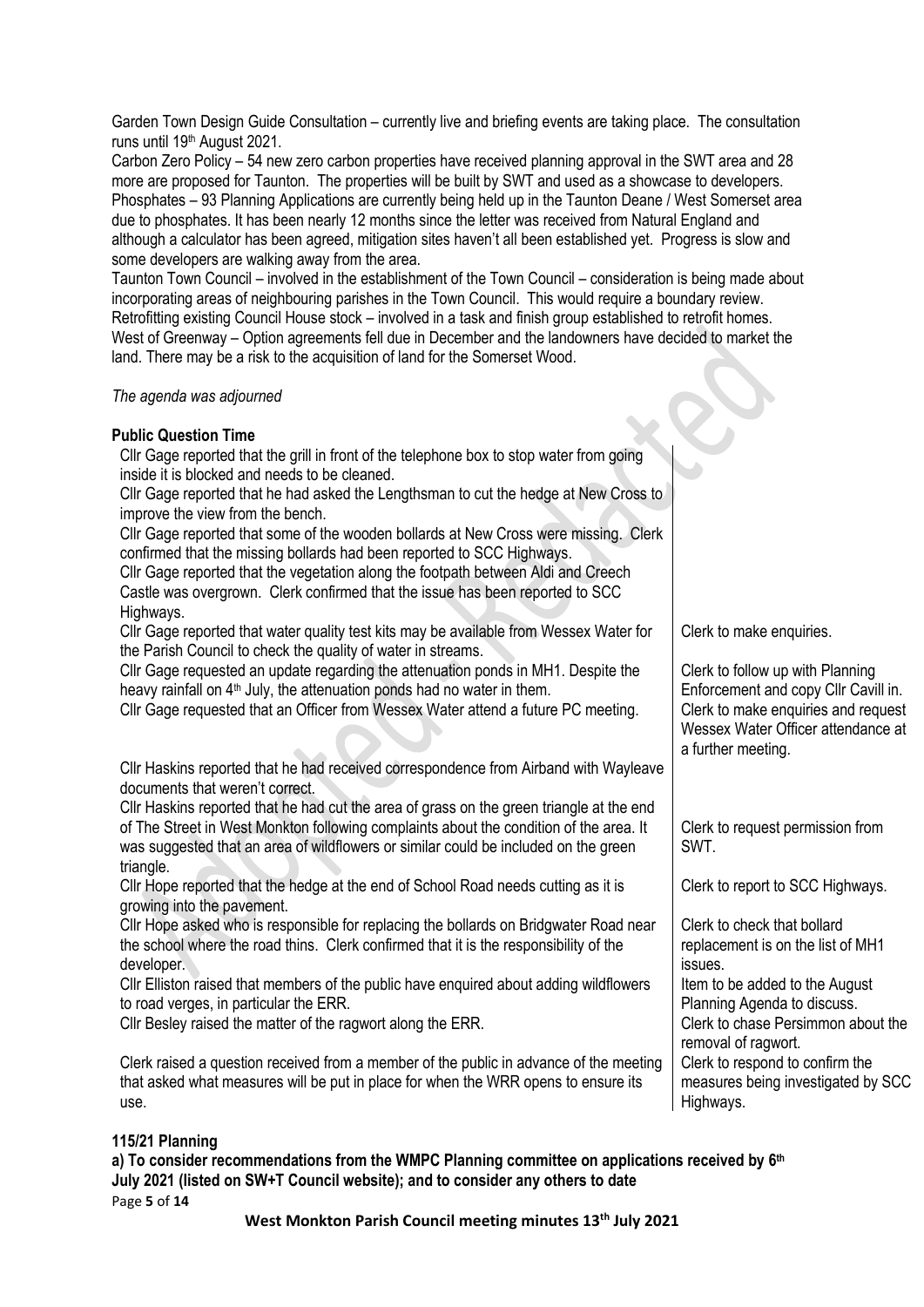Garden Town Design Guide Consultation – currently live and briefing events are taking place. The consultation runs until 19th August 2021.
Carbon Zero Policy – 54 new zero carbon properties have received planning approval in the SWT area and 28 more are proposed for Taunton. The properties will be built by SWT and used as a showcase to developers.
Phosphates – 93 Planning Applications are currently being held up in the Taunton Deane / West Somerset area due to phosphates. It has been nearly 12 months since the letter was received from Natural England and although a calculator has been agreed, mitigation sites haven't all been established yet. Progress is slow and some developers are walking away from the area.
Taunton Town Council – involved in the establishment of the Town Council – consideration is being made about incorporating areas of neighbouring parishes in the Town Council. This would require a boundary review.
Retrofitting existing Council House stock – involved in a task and finish group established to retrofit homes.
West of Greenway – Option agreements fell due in December and the landowners have decided to market the land. There may be a risk to the acquisition of land for the Somerset Wood.

*The agenda was adjourned*

**Public Question Time**

| | |
|---|---|
| Cllr Gage reported that the grill in front of the telephone box to stop water from going inside it is blocked and needs to be cleaned. | |
| Cllr Gage reported that he had asked the Lengthsman to cut the hedge at New Cross to improve the view from the bench. | |
| Cllr Gage reported that some of the wooden bollards at New Cross were missing. Clerk confirmed that the missing bollards had been reported to SCC Highways. | |
| Cllr Gage reported that the vegetation along the footpath between Aldi and Creech Castle was overgrown. Clerk confirmed that the issue has been reported to SCC Highways. | |
| Cllr Gage reported that water quality test kits may be available from Wessex Water for the Parish Council to check the quality of water in streams. | Clerk to make enquiries. |
| Cllr Gage requested an update regarding the attenuation ponds in MH1. Despite the heavy rainfall on 4th July, the attenuation ponds had no water in them. | Clerk to follow up with Planning Enforcement and copy Cllr Cavill in. |
| Cllr Gage requested that an Officer from Wessex Water attend a future PC meeting. | Clerk to make enquiries and request Wessex Water Officer attendance at a further meeting. |
| Cllr Haskins reported that he had received correspondence from Airband with Wayleave documents that weren't correct. | |
| Cllr Haskins reported that he had cut the area of grass on the green triangle at the end of The Street in West Monkton following complaints about the condition of the area. It was suggested that an area of wildflowers or similar could be included on the green triangle. | Clerk to request permission from SWT. |
| Cllr Hope reported that the hedge at the end of School Road needs cutting as it is growing into the pavement. | Clerk to report to SCC Highways. |
| Cllr Hope asked who is responsible for replacing the bollards on Bridgwater Road near the school where the road thins. Clerk confirmed that it is the responsibility of the developer. | Clerk to check that bollard replacement is on the list of MH1 issues. |
| Cllr Elliston raised that members of the public have enquired about adding wildflowers to road verges, in particular the ERR. | Item to be added to the August Planning Agenda to discuss. |
| Cllr Besley raised the matter of the ragwort along the ERR. | Clerk to chase Persimmon about the removal of ragwort. |
| Clerk raised a question received from a member of the public in advance of the meeting that asked what measures will be put in place for when the WRR opens to ensure its use. | Clerk to respond to confirm the measures being investigated by SCC Highways. |

**115/21 Planning**

**a) To consider recommendations from the WMPC Planning committee on applications received by 6th July 2021 (listed on SW+T Council website); and to consider any others to date**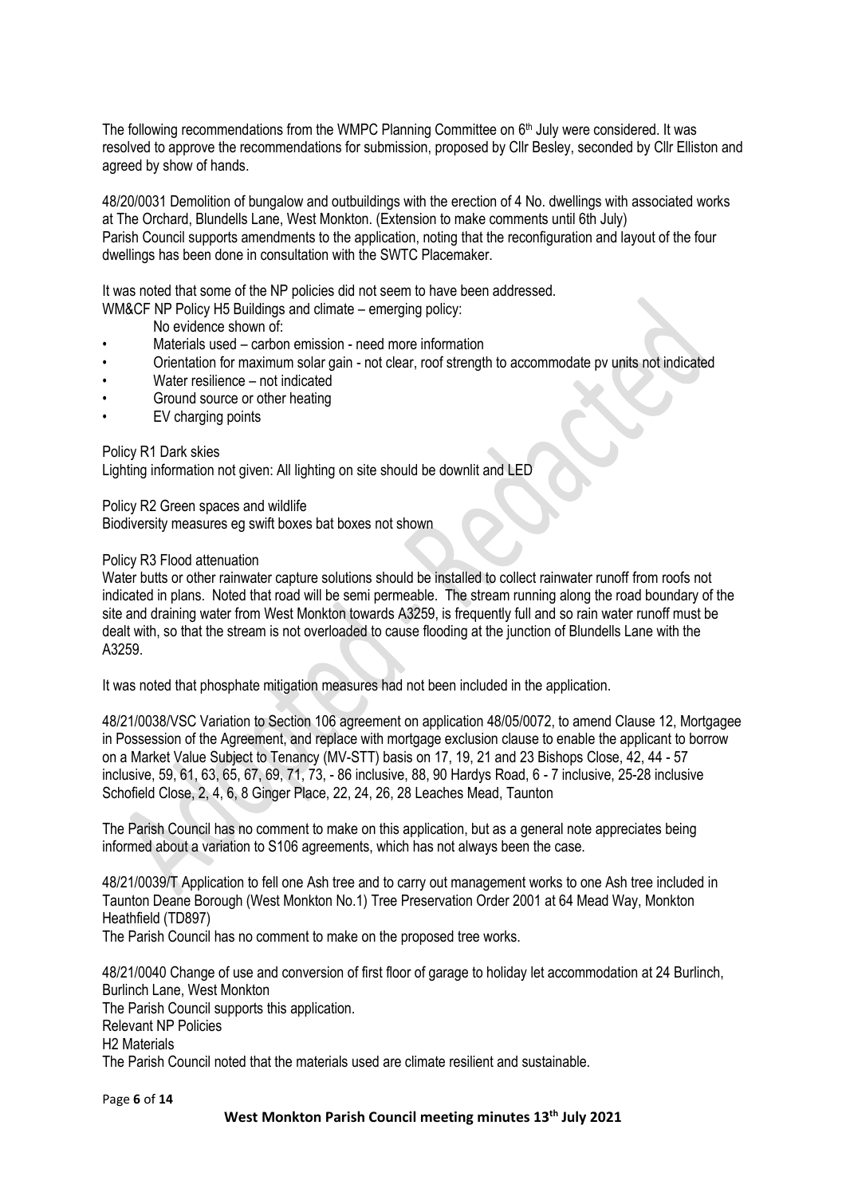The following recommendations from the WMPC Planning Committee on 6th July were considered. It was resolved to approve the recommendations for submission, proposed by Cllr Besley, seconded by Cllr Elliston and agreed by show of hands.

48/20/0031 Demolition of bungalow and outbuildings with the erection of 4 No. dwellings with associated works at The Orchard, Blundells Lane, West Monkton. (Extension to make comments until 6th July)
Parish Council supports amendments to the application, noting that the reconfiguration and layout of the four dwellings has been done in consultation with the SWTC Placemaker.

It was noted that some of the NP policies did not seem to have been addressed.
WM&CF NP Policy H5 Buildings and climate – emerging policy:

No evidence shown of:

- Materials used – carbon emission - need more information
- Orientation for maximum solar gain - not clear, roof strength to accommodate pv units not indicated
- Water resilience – not indicated
- Ground source or other heating
- EV charging points

Policy R1 Dark skies
Lighting information not given: All lighting on site should be downlit and LED

Policy R2 Green spaces and wildlife
Biodiversity measures eg swift boxes bat boxes not shown

Policy R3 Flood attenuation
Water butts or other rainwater capture solutions should be installed to collect rainwater runoff from roofs not indicated in plans. Noted that road will be semi permeable. The stream running along the road boundary of the site and draining water from West Monkton towards A3259, is frequently full and so rain water runoff must be dealt with, so that the stream is not overloaded to cause flooding at the junction of Blundells Lane with the A3259.

It was noted that phosphate mitigation measures had not been included in the application.

48/21/0038/VSC Variation to Section 106 agreement on application 48/05/0072, to amend Clause 12, Mortgagee in Possession of the Agreement, and replace with mortgage exclusion clause to enable the applicant to borrow on a Market Value Subject to Tenancy (MV-STT) basis on 17, 19, 21 and 23 Bishops Close, 42, 44 - 57 inclusive, 59, 61, 63, 65, 67, 69, 71, 73, - 86 inclusive, 88, 90 Hardys Road, 6 - 7 inclusive, 25-28 inclusive Schofield Close, 2, 4, 6, 8 Ginger Place, 22, 24, 26, 28 Leaches Mead, Taunton

The Parish Council has no comment to make on this application, but as a general note appreciates being informed about a variation to S106 agreements, which has not always been the case.

48/21/0039/T Application to fell one Ash tree and to carry out management works to one Ash tree included in Taunton Deane Borough (West Monkton No.1) Tree Preservation Order 2001 at 64 Mead Way, Monkton Heathfield (TD897)
The Parish Council has no comment to make on the proposed tree works.

48/21/0040 Change of use and conversion of first floor of garage to holiday let accommodation at 24 Burlinch, Burlinch Lane, West Monkton
The Parish Council supports this application.
Relevant NP Policies
H2 Materials
The Parish Council noted that the materials used are climate resilient and sustainable.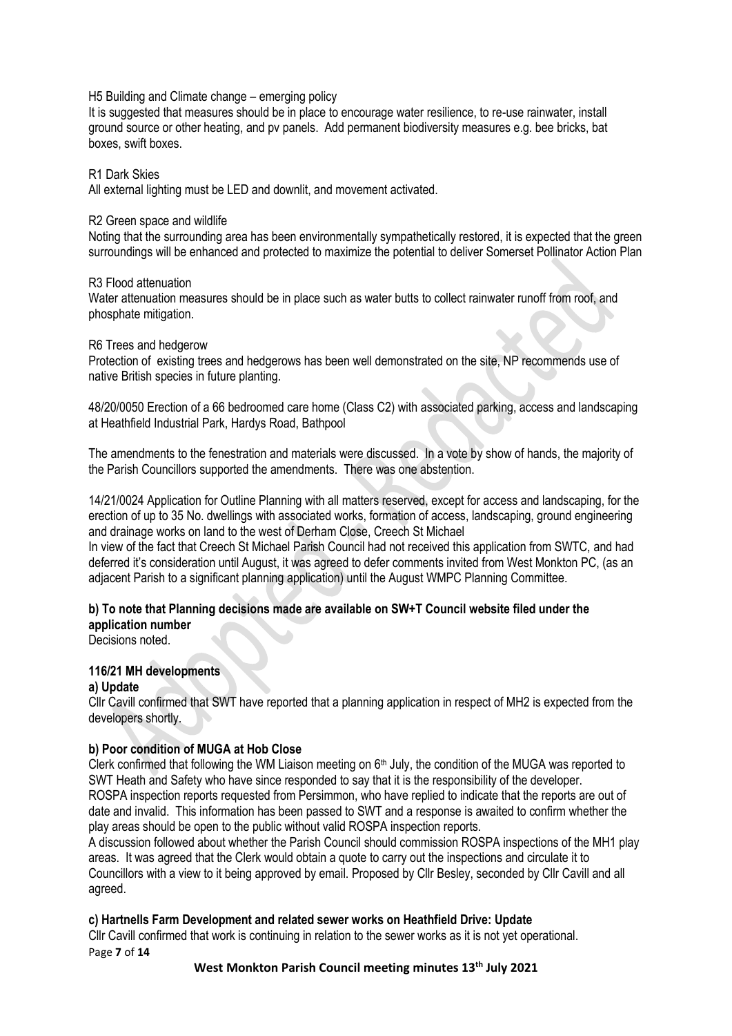H5 Building and Climate change – emerging policy
It is suggested that measures should be in place to encourage water resilience, to re-use rainwater, install ground source or other heating, and pv panels. Add permanent biodiversity measures e.g. bee bricks, bat boxes, swift boxes.

R1 Dark Skies
All external lighting must be LED and downlit, and movement activated.

R2 Green space and wildlife
Noting that the surrounding area has been environmentally sympathetically restored, it is expected that the green surroundings will be enhanced and protected to maximize the potential to deliver Somerset Pollinator Action Plan

R3 Flood attenuation
Water attenuation measures should be in place such as water butts to collect rainwater runoff from roof, and phosphate mitigation.

R6 Trees and hedgerow
Protection of existing trees and hedgerows has been well demonstrated on the site, NP recommends use of native British species in future planting.

48/20/0050 Erection of a 66 bedroomed care home (Class C2) with associated parking, access and landscaping at Heathfield Industrial Park, Hardys Road, Bathpool

The amendments to the fenestration and materials were discussed. In a vote by show of hands, the majority of the Parish Councillors supported the amendments. There was one abstention.

14/21/0024 Application for Outline Planning with all matters reserved, except for access and landscaping, for the erection of up to 35 No. dwellings with associated works, formation of access, landscaping, ground engineering and drainage works on land to the west of Derham Close, Creech St Michael
In view of the fact that Creech St Michael Parish Council had not received this application from SWTC, and had deferred it's consideration until August, it was agreed to defer comments invited from West Monkton PC, (as an adjacent Parish to a significant planning application) until the August WMPC Planning Committee.

**b) To note that Planning decisions made are available on SW+T Council website filed under the application number**
Decisions noted.

**116/21 MH developments**

**a) Update**
Cllr Cavill confirmed that SWT have reported that a planning application in respect of MH2 is expected from the developers shortly.

**b) Poor condition of MUGA at Hob Close**
Clerk confirmed that following the WM Liaison meeting on 6th July, the condition of the MUGA was reported to SWT Heath and Safety who have since responded to say that it is the responsibility of the developer.
ROSPA inspection reports requested from Persimmon, who have replied to indicate that the reports are out of date and invalid. This information has been passed to SWT and a response is awaited to confirm whether the play areas should be open to the public without valid ROSPA inspection reports.
A discussion followed about whether the Parish Council should commission ROSPA inspections of the MH1 play areas. It was agreed that the Clerk would obtain a quote to carry out the inspections and circulate it to Councillors with a view to it being approved by email. Proposed by Cllr Besley, seconded by Cllr Cavill and all agreed.

**c) Hartnells Farm Development and related sewer works on Heathfield Drive: Update**
Cllr Cavill confirmed that work is continuing in relation to the sewer works as it is not yet operational.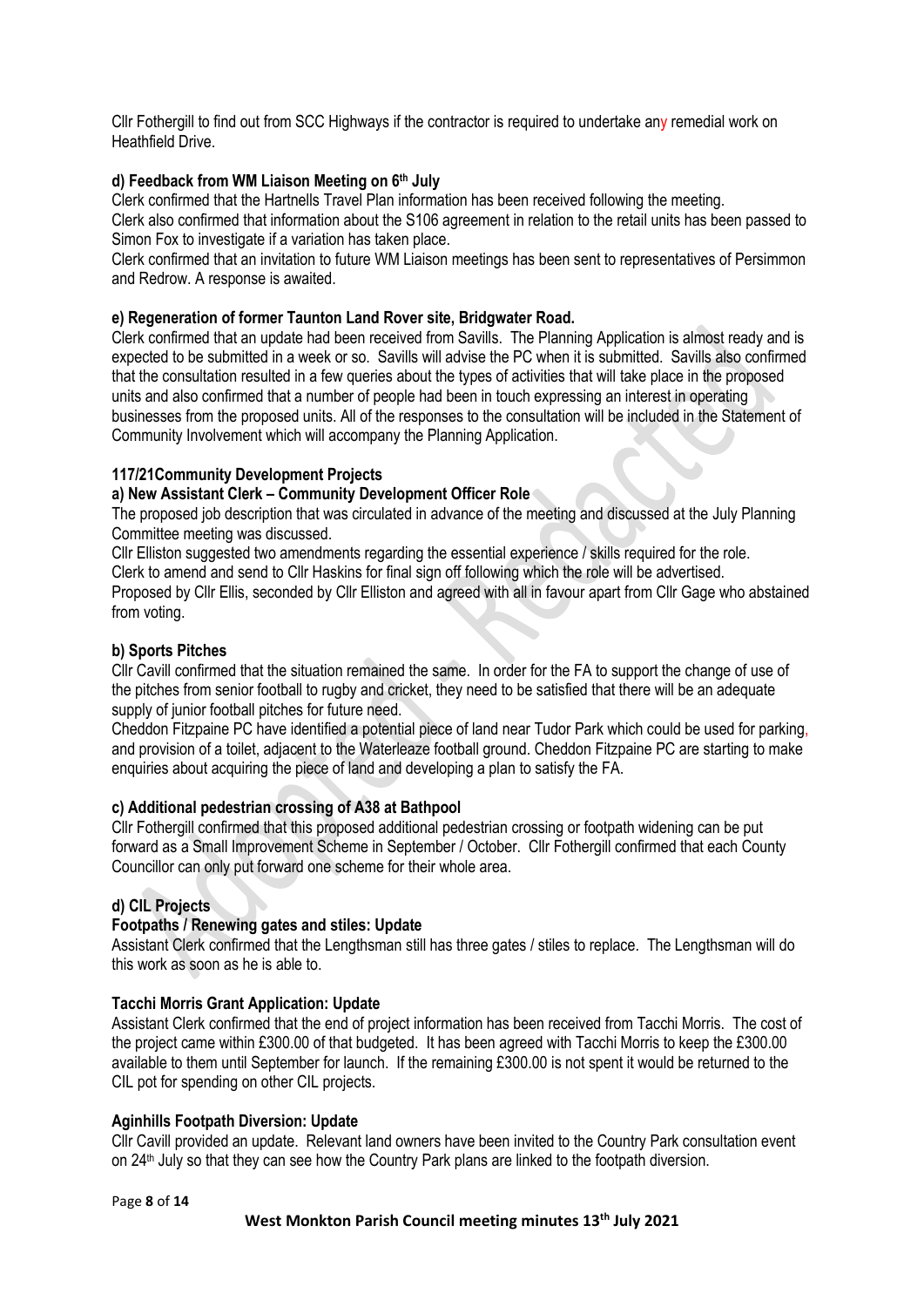Cllr Fothergill to find out from SCC Highways if the contractor is required to undertake any remedial work on Heathfield Drive.

**d) Feedback from WM Liaison Meeting on 6th July**

Clerk confirmed that the Hartnells Travel Plan information has been received following the meeting.
Clerk also confirmed that information about the S106 agreement in relation to the retail units has been passed to Simon Fox to investigate if a variation has taken place.
Clerk confirmed that an invitation to future WM Liaison meetings has been sent to representatives of Persimmon and Redrow. A response is awaited.

**e) Regeneration of former Taunton Land Rover site, Bridgwater Road.**

Clerk confirmed that an update had been received from Savills. The Planning Application is almost ready and is expected to be submitted in a week or so. Savills will advise the PC when it is submitted. Savills also confirmed that the consultation resulted in a few queries about the types of activities that will take place in the proposed units and also confirmed that a number of people had been in touch expressing an interest in operating businesses from the proposed units. All of the responses to the consultation will be included in the Statement of Community Involvement which will accompany the Planning Application.

**117/21Community Development Projects**

**a) New Assistant Clerk – Community Development Officer Role**

The proposed job description that was circulated in advance of the meeting and discussed at the July Planning Committee meeting was discussed.
Cllr Elliston suggested two amendments regarding the essential experience / skills required for the role.
Clerk to amend and send to Cllr Haskins for final sign off following which the role will be advertised.
Proposed by Cllr Ellis, seconded by Cllr Elliston and agreed with all in favour apart from Cllr Gage who abstained from voting.

**b) Sports Pitches**

Cllr Cavill confirmed that the situation remained the same. In order for the FA to support the change of use of the pitches from senior football to rugby and cricket, they need to be satisfied that there will be an adequate supply of junior football pitches for future need.
Cheddon Fitzpaine PC have identified a potential piece of land near Tudor Park which could be used for parking, and provision of a toilet, adjacent to the Waterleaze football ground. Cheddon Fitzpaine PC are starting to make enquiries about acquiring the piece of land and developing a plan to satisfy the FA.

**c) Additional pedestrian crossing of A38 at Bathpool**

Cllr Fothergill confirmed that this proposed additional pedestrian crossing or footpath widening can be put forward as a Small Improvement Scheme in September / October. Cllr Fothergill confirmed that each County Councillor can only put forward one scheme for their whole area.

**d) CIL Projects**

**Footpaths / Renewing gates and stiles: Update**

Assistant Clerk confirmed that the Lengthsman still has three gates / stiles to replace. The Lengthsman will do this work as soon as he is able to.

**Tacchi Morris Grant Application: Update**

Assistant Clerk confirmed that the end of project information has been received from Tacchi Morris. The cost of the project came within £300.00 of that budgeted. It has been agreed with Tacchi Morris to keep the £300.00 available to them until September for launch. If the remaining £300.00 is not spent it would be returned to the CIL pot for spending on other CIL projects.

**Aginhills Footpath Diversion: Update**

Cllr Cavill provided an update. Relevant land owners have been invited to the Country Park consultation event on 24th July so that they can see how the Country Park plans are linked to the footpath diversion.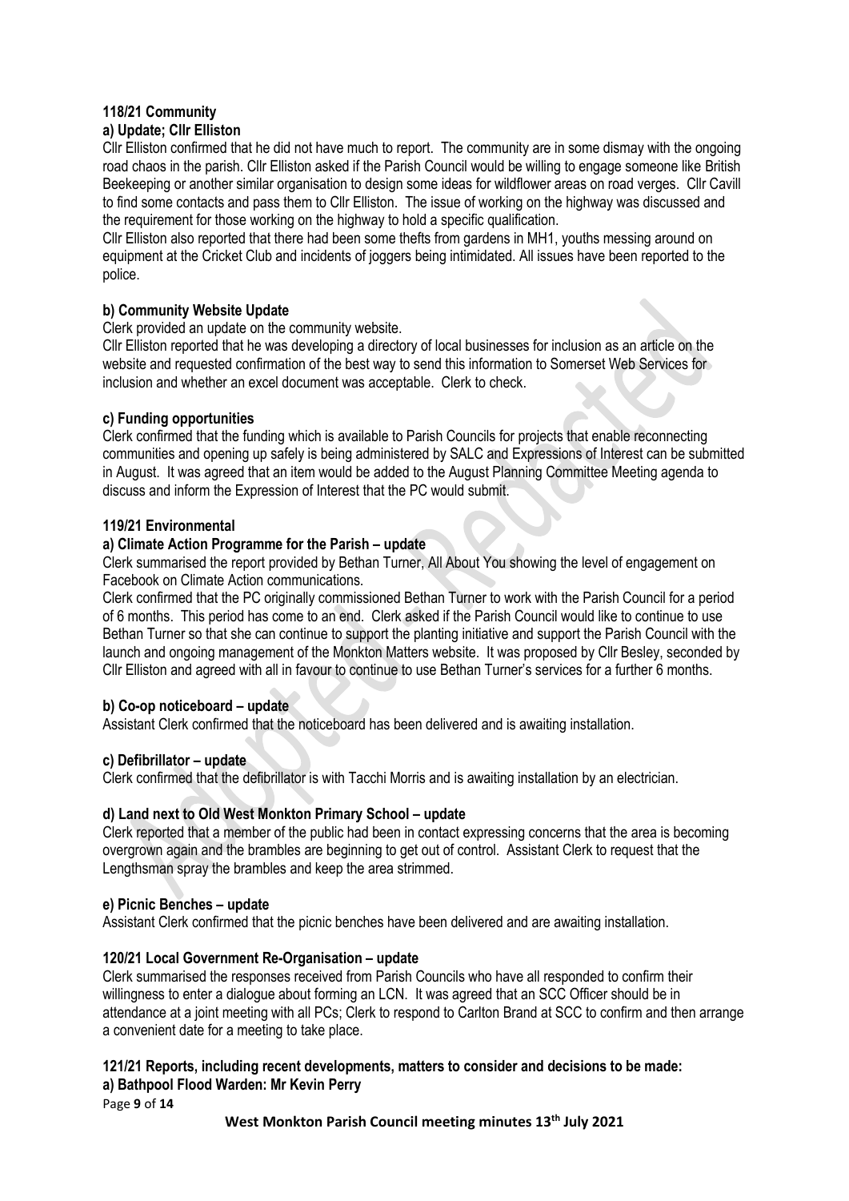**118/21 Community**

**a) Update; Cllr Elliston**

Cllr Elliston confirmed that he did not have much to report. The community are in some dismay with the ongoing road chaos in the parish. Cllr Elliston asked if the Parish Council would be willing to engage someone like British Beekeeping or another similar organisation to design some ideas for wildflower areas on road verges. Cllr Cavill to find some contacts and pass them to Cllr Elliston. The issue of working on the highway was discussed and the requirement for those working on the highway to hold a specific qualification.

Cllr Elliston also reported that there had been some thefts from gardens in MH1, youths messing around on equipment at the Cricket Club and incidents of joggers being intimidated. All issues have been reported to the police.

**b) Community Website Update**

Clerk provided an update on the community website.

Cllr Elliston reported that he was developing a directory of local businesses for inclusion as an article on the website and requested confirmation of the best way to send this information to Somerset Web Services for inclusion and whether an excel document was acceptable. Clerk to check.

**c) Funding opportunities**

Clerk confirmed that the funding which is available to Parish Councils for projects that enable reconnecting communities and opening up safely is being administered by SALC and Expressions of Interest can be submitted in August. It was agreed that an item would be added to the August Planning Committee Meeting agenda to discuss and inform the Expression of Interest that the PC would submit.

**119/21 Environmental**

**a) Climate Action Programme for the Parish – update**

Clerk summarised the report provided by Bethan Turner, All About You showing the level of engagement on Facebook on Climate Action communications.

Clerk confirmed that the PC originally commissioned Bethan Turner to work with the Parish Council for a period of 6 months. This period has come to an end. Clerk asked if the Parish Council would like to continue to use Bethan Turner so that she can continue to support the planting initiative and support the Parish Council with the launch and ongoing management of the Monkton Matters website. It was proposed by Cllr Besley, seconded by Cllr Elliston and agreed with all in favour to continue to use Bethan Turner's services for a further 6 months.

**b) Co-op noticeboard – update**

Assistant Clerk confirmed that the noticeboard has been delivered and is awaiting installation.

**c) Defibrillator – update**

Clerk confirmed that the defibrillator is with Tacchi Morris and is awaiting installation by an electrician.

**d) Land next to Old West Monkton Primary School – update**

Clerk reported that a member of the public had been in contact expressing concerns that the area is becoming overgrown again and the brambles are beginning to get out of control. Assistant Clerk to request that the Lengthsman spray the brambles and keep the area strimmed.

**e) Picnic Benches – update**

Assistant Clerk confirmed that the picnic benches have been delivered and are awaiting installation.

**120/21 Local Government Re-Organisation – update**

Clerk summarised the responses received from Parish Councils who have all responded to confirm their willingness to enter a dialogue about forming an LCN. It was agreed that an SCC Officer should be in attendance at a joint meeting with all PCs; Clerk to respond to Carlton Brand at SCC to confirm and then arrange a convenient date for a meeting to take place.

**121/21 Reports, including recent developments, matters to consider and decisions to be made:**

**a) Bathpool Flood Warden: Mr Kevin Perry**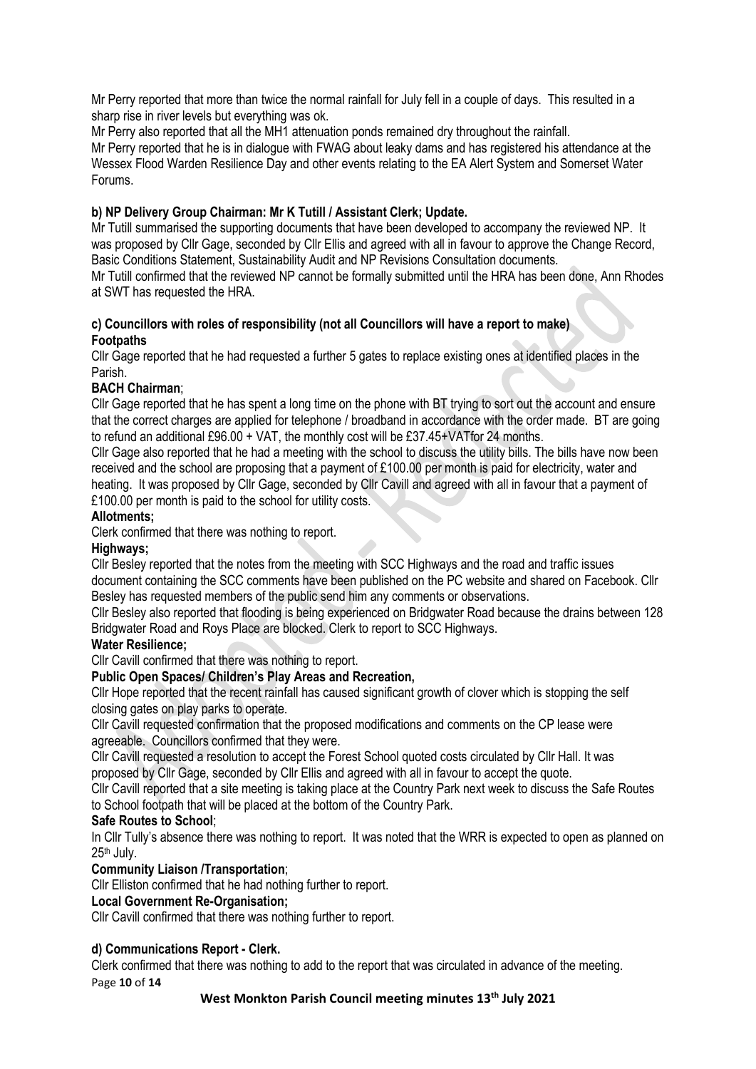Mr Perry reported that more than twice the normal rainfall for July fell in a couple of days. This resulted in a sharp rise in river levels but everything was ok.

Mr Perry also reported that all the MH1 attenuation ponds remained dry throughout the rainfall.

Mr Perry reported that he is in dialogue with FWAG about leaky dams and has registered his attendance at the Wessex Flood Warden Resilience Day and other events relating to the EA Alert System and Somerset Water Forums.

**b) NP Delivery Group Chairman: Mr K Tutill / Assistant Clerk; Update.**

Mr Tutill summarised the supporting documents that have been developed to accompany the reviewed NP. It was proposed by Cllr Gage, seconded by Cllr Ellis and agreed with all in favour to approve the Change Record, Basic Conditions Statement, Sustainability Audit and NP Revisions Consultation documents.

Mr Tutill confirmed that the reviewed NP cannot be formally submitted until the HRA has been done, Ann Rhodes at SWT has requested the HRA.

**c) Councillors with roles of responsibility (not all Councillors will have a report to make)**

**Footpaths**

Cllr Gage reported that he had requested a further 5 gates to replace existing ones at identified places in the Parish.

**BACH Chairman**;

Cllr Gage reported that he has spent a long time on the phone with BT trying to sort out the account and ensure that the correct charges are applied for telephone / broadband in accordance with the order made. BT are going to refund an additional £96.00 + VAT, the monthly cost will be £37.45+VATfor 24 months.

Cllr Gage also reported that he had a meeting with the school to discuss the utility bills. The bills have now been received and the school are proposing that a payment of £100.00 per month is paid for electricity, water and heating. It was proposed by Cllr Gage, seconded by Cllr Cavill and agreed with all in favour that a payment of £100.00 per month is paid to the school for utility costs.

**Allotments;**

Clerk confirmed that there was nothing to report.

**Highways;**

Cllr Besley reported that the notes from the meeting with SCC Highways and the road and traffic issues document containing the SCC comments have been published on the PC website and shared on Facebook. Cllr Besley has requested members of the public send him any comments or observations.

Cllr Besley also reported that flooding is being experienced on Bridgwater Road because the drains between 128 Bridgwater Road and Roys Place are blocked. Clerk to report to SCC Highways.

**Water Resilience;**

Cllr Cavill confirmed that there was nothing to report.

**Public Open Spaces/ Children's Play Areas and Recreation,**

Cllr Hope reported that the recent rainfall has caused significant growth of clover which is stopping the self closing gates on play parks to operate.

Cllr Cavill requested confirmation that the proposed modifications and comments on the CP lease were agreeable. Councillors confirmed that they were.

Cllr Cavill requested a resolution to accept the Forest School quoted costs circulated by Cllr Hall. It was proposed by Cllr Gage, seconded by Cllr Ellis and agreed with all in favour to accept the quote.

Cllr Cavill reported that a site meeting is taking place at the Country Park next week to discuss the Safe Routes to School footpath that will be placed at the bottom of the Country Park.

**Safe Routes to School**;

In Cllr Tully's absence there was nothing to report. It was noted that the WRR is expected to open as planned on 25th July.

**Community Liaison /Transportation**;

Cllr Elliston confirmed that he had nothing further to report.

**Local Government Re-Organisation;**

Cllr Cavill confirmed that there was nothing further to report.

**d) Communications Report - Clerk.**

Clerk confirmed that there was nothing to add to the report that was circulated in advance of the meeting.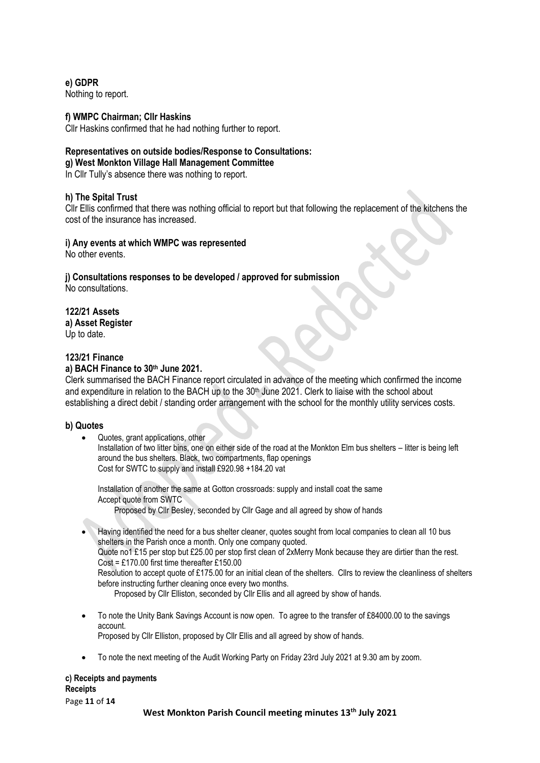**e) GDPR**
Nothing to report.

**f) WMPC Chairman; Cllr Haskins**
Cllr Haskins confirmed that he had nothing further to report.

**Representatives on outside bodies/Response to Consultations:**
**g) West Monkton Village Hall Management Committee**
In Cllr Tully's absence there was nothing to report.

**h) The Spital Trust**
Cllr Ellis confirmed that there was nothing official to report but that following the replacement of the kitchens the cost of the insurance has increased.

**i) Any events at which WMPC was represented**
No other events.

**j) Consultations responses to be developed / approved for submission**
No consultations.

**122/21 Assets**
**a) Asset Register**
Up to date.

**123/21 Finance**
**a) BACH Finance to 30th June 2021.**
Clerk summarised the BACH Finance report circulated in advance of the meeting which confirmed the income and expenditure in relation to the BACH up to the 30th June 2021. Clerk to liaise with the school about establishing a direct debit / standing order arrangement with the school for the monthly utility services costs.

**b) Quotes**

- Quotes, grant applications, other
  Installation of two litter bins, one on either side of the road at the Monkton Elm bus shelters – litter is being left around the bus shelters. Black, two compartments, flap openings
  Cost for SWTC to supply and install £920.98 +184.20 vat

  Installation of another the same at Gotton crossroads: supply and install coat the same
  Accept quote from SWTC
  Proposed by Cllr Besley, seconded by Cllr Gage and all agreed by show of hands

- Having identified the need for a bus shelter cleaner, quotes sought from local companies to clean all 10 bus shelters in the Parish once a month. Only one company quoted.
  Quote no1 £15 per stop but £25.00 per stop first clean of 2xMerry Monk because they are dirtier than the rest.
  Cost = £170.00 first time thereafter £150.00
  Resolution to accept quote of £175.00 for an initial clean of the shelters. Cllrs to review the cleanliness of shelters before instructing further cleaning once every two months.
  Proposed by Cllr Elliston, seconded by Cllr Ellis and all agreed by show of hands.

- To note the Unity Bank Savings Account is now open. To agree to the transfer of £84000.00 to the savings account.
  Proposed by Cllr Elliston, proposed by Cllr Ellis and all agreed by show of hands.

- To note the next meeting of the Audit Working Party on Friday 23rd July 2021 at 9.30 am by zoom.

**c) Receipts and payments**
**Receipts**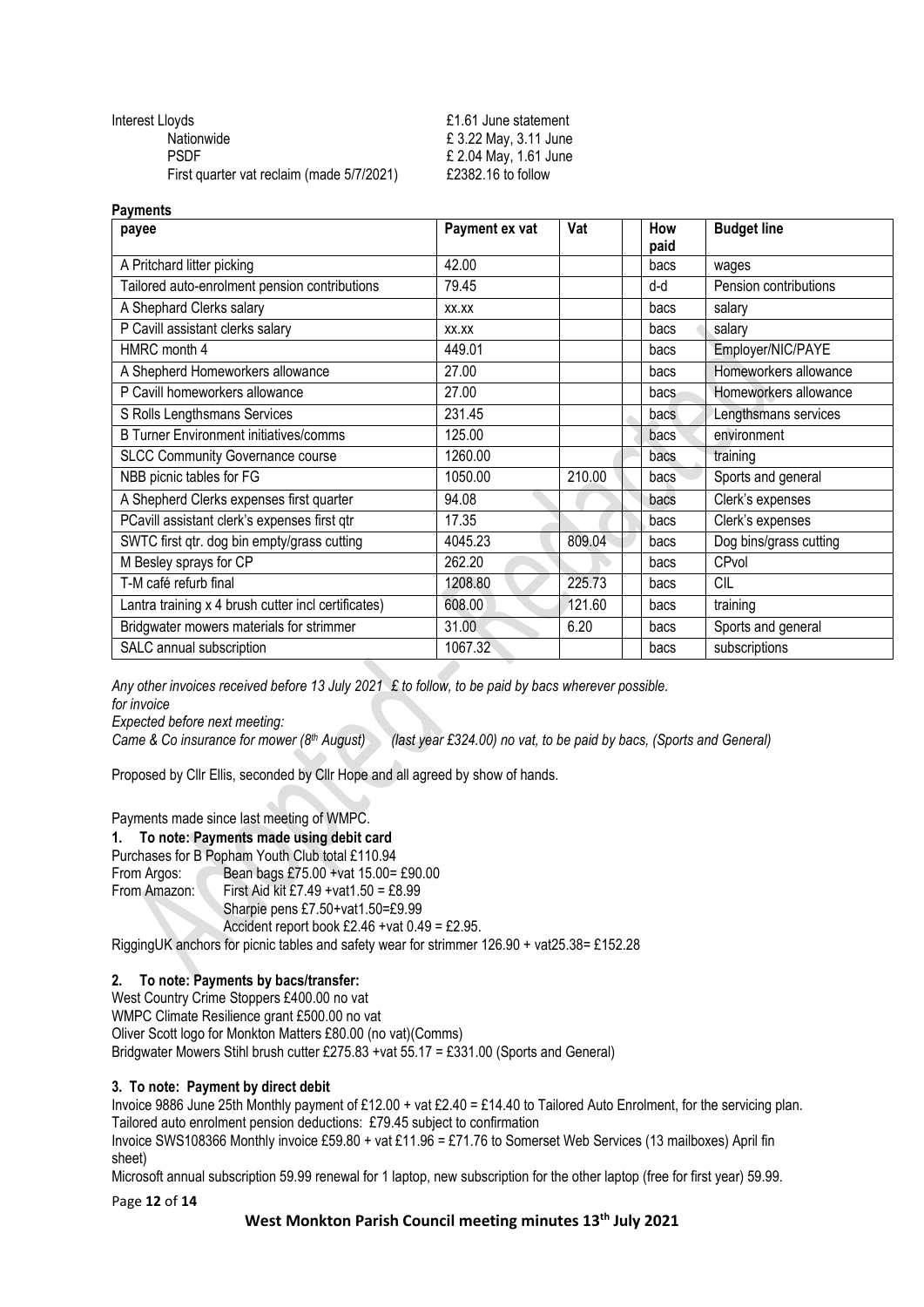Interest Lloyds £1.61 June statement

Nationwide £ 3.22 May, 3.11 June

PSDF £ 2.04 May, 1.61 June

First quarter vat reclaim (made 5/7/2021) £2382.16 to follow

**Payments**

| payee | Payment ex vat | Vat | | How paid | Budget line |
|---|---|---|---|---|---|
| A Pritchard litter picking | 42.00 | | | bacs | wages |
| Tailored auto-enrolment pension contributions | 79.45 | | | d-d | Pension contributions |
| A Shephard Clerks salary | xx.xx | | | bacs | salary |
| P Cavill assistant clerks salary | xx.xx | | | bacs | salary |
| HMRC month 4 | 449.01 | | | bacs | Employer/NIC/PAYE |
| A Shepherd Homeworkers allowance | 27.00 | | | bacs | Homeworkers allowance |
| P Cavill homeworkers allowance | 27.00 | | | bacs | Homeworkers allowance |
| S Rolls Lengthsmans Services | 231.45 | | | bacs | Lengthsmans services |
| B Turner Environment initiatives/comms | 125.00 | | | bacs | environment |
| SLCC Community Governance course | 1260.00 | | | bacs | training |
| NBB picnic tables for FG | 1050.00 | 210.00 | | bacs | Sports and general |
| A Shepherd Clerks expenses first quarter | 94.08 | | | bacs | Clerk's expenses |
| PCavill assistant clerk's expenses first qtr | 17.35 | | | bacs | Clerk's expenses |
| SWTC first qtr. dog bin empty/grass cutting | 4045.23 | 809.04 | | bacs | Dog bins/grass cutting |
| M Besley sprays for CP | 262.20 | | | bacs | CPvol |
| T-M café refurb final | 1208.80 | 225.73 | | bacs | CIL |
| Lantra training x 4 brush cutter incl certificates) | 608.00 | 121.60 | | bacs | training |
| Bridgwater mowers materials for strimmer | 31.00 | 6.20 | | bacs | Sports and general |
| SALC annual subscription | 1067.32 | | | bacs | subscriptions |

*Any other invoices received before 13 July 2021 £ to follow, to be paid by bacs wherever possible.*
*for invoice*
*Expected before next meeting:*
*Came & Co insurance for mower (8th August) (last year £324.00) no vat, to be paid by bacs, (Sports and General)*

Proposed by Cllr Ellis, seconded by Cllr Hope and all agreed by show of hands.

Payments made since last meeting of WMPC.

**1. To note: Payments made using debit card**

Purchases for B Popham Youth Club total £110.94
From Argos: Bean bags £75.00 +vat 15.00= £90.00
From Amazon: First Aid kit £7.49 +vat1.50 = £8.99
Sharpie pens £7.50+vat1.50=£9.99
Accident report book £2.46 +vat 0.49 = £2.95.
RiggingUK anchors for picnic tables and safety wear for strimmer 126.90 + vat25.38= £152.28

**2. To note: Payments by bacs/transfer:**

West Country Crime Stoppers £400.00 no vat
WMPC Climate Resilience grant £500.00 no vat
Oliver Scott logo for Monkton Matters £80.00 (no vat)(Comms)
Bridgwater Mowers Stihl brush cutter £275.83 +vat 55.17 = £331.00 (Sports and General)

**3. To note: Payment by direct debit**

Invoice 9886 June 25th Monthly payment of £12.00 + vat £2.40 = £14.40 to Tailored Auto Enrolment, for the servicing plan.
Tailored auto enrolment pension deductions: £79.45 subject to confirmation
Invoice SWS108366 Monthly invoice £59.80 + vat £11.96 = £71.76 to Somerset Web Services (13 mailboxes) April fin sheet)
Microsoft annual subscription 59.99 renewal for 1 laptop, new subscription for the other laptop (free for first year) 59.99.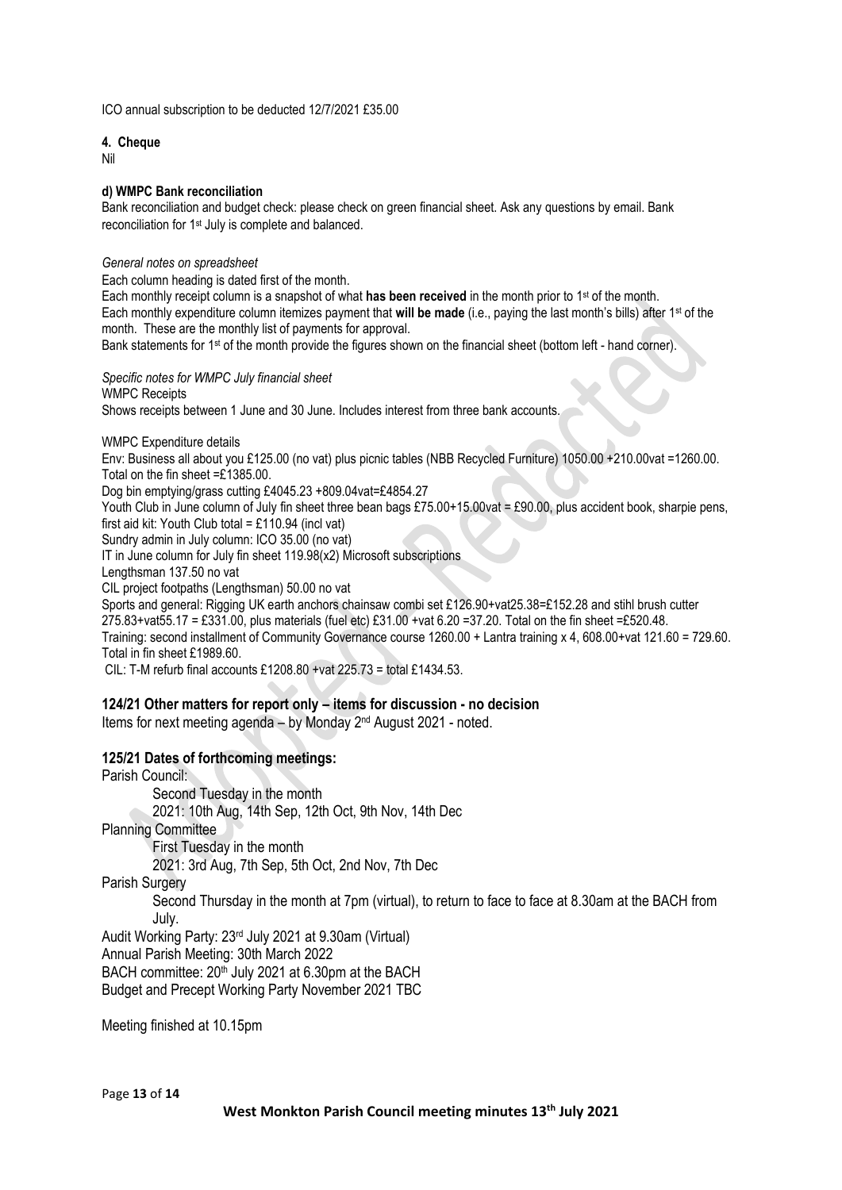ICO annual subscription to be deducted 12/7/2021 £35.00

**4. Cheque**

Nil

**d) WMPC Bank reconciliation**

Bank reconciliation and budget check: please check on green financial sheet. Ask any questions by email. Bank reconciliation for 1st July is complete and balanced.

*General notes on spreadsheet*

Each column heading is dated first of the month.

Each monthly receipt column is a snapshot of what **has been received** in the month prior to 1st of the month.

Each monthly expenditure column itemizes payment that **will be made** (i.e., paying the last month's bills) after 1st of the month. These are the monthly list of payments for approval.

Bank statements for 1st of the month provide the figures shown on the financial sheet (bottom left - hand corner).

*Specific notes for WMPC July financial sheet*

WMPC Receipts

Shows receipts between 1 June and 30 June. Includes interest from three bank accounts.

WMPC Expenditure details

Env: Business all about you £125.00 (no vat) plus picnic tables (NBB Recycled Furniture) 1050.00 +210.00vat =1260.00. Total on the fin sheet =£1385.00.

Dog bin emptying/grass cutting £4045.23 +809.04vat=£4854.27

Youth Club in June column of July fin sheet three bean bags £75.00+15.00vat = £90.00, plus accident book, sharpie pens, first aid kit: Youth Club total = £110.94 (incl vat)

Sundry admin in July column: ICO 35.00 (no vat)

IT in June column for July fin sheet 119.98(x2) Microsoft subscriptions

Lengthsman 137.50 no vat

CIL project footpaths (Lengthsman) 50.00 no vat

Sports and general: Rigging UK earth anchors chainsaw combi set £126.90+vat25.38=£152.28 and stihl brush cutter 275.83+vat55.17 = £331.00, plus materials (fuel etc) £31.00 +vat 6.20 =37.20. Total on the fin sheet =£520.48.

Training: second installment of Community Governance course 1260.00 + Lantra training x 4, 608.00+vat 121.60 = 729.60. Total in fin sheet £1989.60.

CIL: T-M refurb final accounts £1208.80 +vat 225.73 = total £1434.53.

## 124/21 Other matters for report only – items for discussion - no decision

Items for next meeting agenda – by Monday 2nd August 2021 - noted.

## 125/21 Dates of forthcoming meetings:

Parish Council:

Second Tuesday in the month

2021: 10th Aug, 14th Sep, 12th Oct, 9th Nov, 14th Dec

Planning Committee

First Tuesday in the month

2021: 3rd Aug, 7th Sep, 5th Oct, 2nd Nov, 7th Dec

Parish Surgery

Second Thursday in the month at 7pm (virtual), to return to face to face at 8.30am at the BACH from July.

Audit Working Party: 23rd July 2021 at 9.30am (Virtual)

Annual Parish Meeting: 30th March 2022

BACH committee: 20th July 2021 at 6.30pm at the BACH

Budget and Precept Working Party November 2021 TBC

Meeting finished at 10.15pm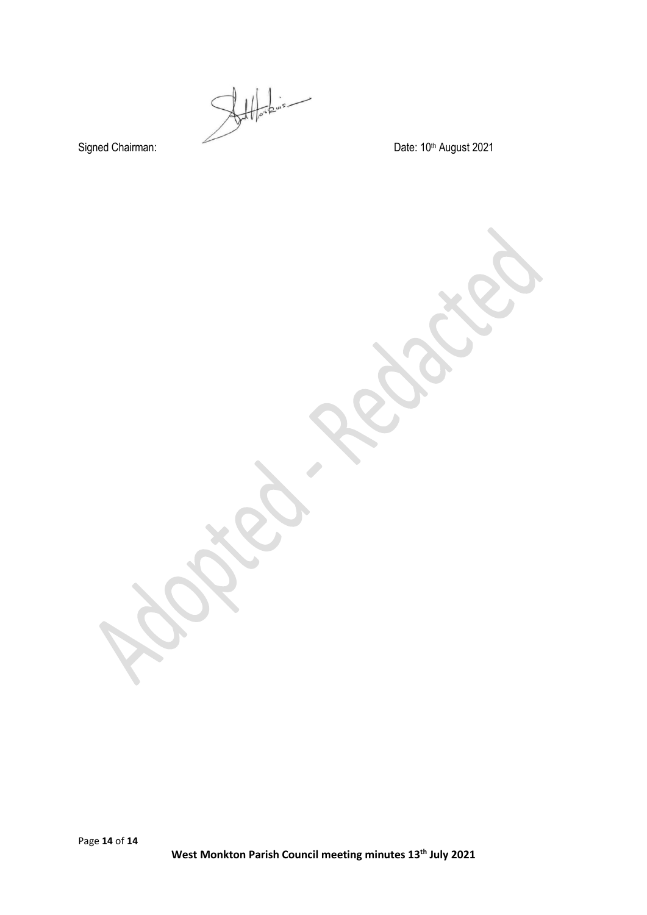Signed Chairman: Date: 10th August 2021